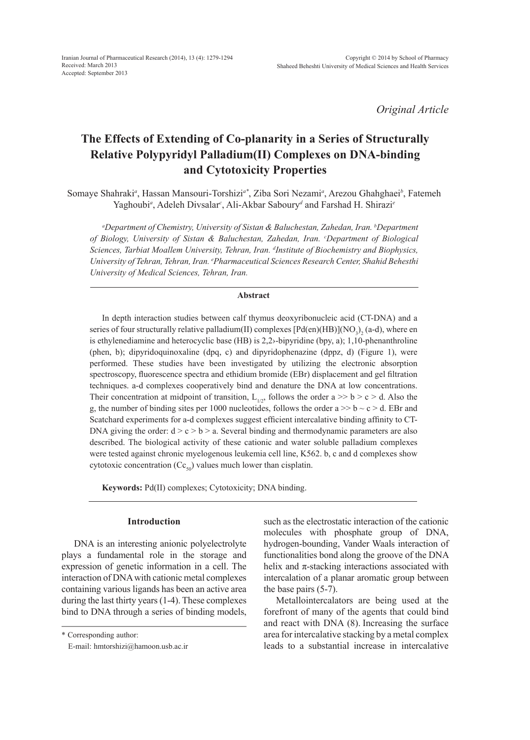*Original Article*

# The Effects of Extending of Co-planarity in a Series of Structurally Relative Polypyridyl Palladium(II) Complexes on DNA-binding and Cytotoxicity Properties

Somaye Shahraki[a], Hassan Mansouri-Torshizi[a*], Ziba Sori Nezami[a], Arezou Ghahghaei[b], Fatemeh Yaghoubi[a], Adeleh Divsalar[c], Ali-Akbar Saboury[d] and Farshad H. Shirazi[e]

*[a]Department of Chemistry, University of Sistan & Baluchestan, Zahedan, Iran. [b]Department of Biology, University of Sistan & Baluchestan, Zahedan, Iran. [c]Department of Biological Sciences, Tarbiat Moallem University, Tehran, Iran. [d]Institute of Biochemistry and Biophysics, University of Tehran, Tehran, Iran. [e]Pharmaceutical Sciences Research Center, Shahid Behesthi University of Medical Sciences, Tehran, Iran.*

## Abstract

In depth interaction studies between calf thymus deoxyribonucleic acid (CT-DNA) and a series of four structurally relative palladium(II) complexes $[Pd(en)(HB)](NO_3)_2$ (a-d), where en is ethylenediamine and heterocyclic base (HB) is 2,2›-bipyridine (bpy, a); 1,10-phenanthroline (phen, b); dipyridoquinoxaline (dpq, c) and dipyridophenazine (dppz, d) (Figure 1), were performed. These studies have been investigated by utilizing the electronic absorption spectroscopy, fluorescence spectra and ethidium bromide (EBr) displacement and gel filtration techniques. a-d complexes cooperatively bind and denature the DNA at low concentrations. Their concentration at midpoint of transition, $L_{1/2}$, follows the order a >> b > c > d. Also the g, the number of binding sites per 1000 nucleotides, follows the order a >> b ~ c > d. EBr and Scatchard experiments for a-d complexes suggest efficient intercalative binding affinity to CT-DNA giving the order: d > c > b > a. Several binding and thermodynamic parameters are also described. The biological activity of these cationic and water soluble palladium complexes were tested against chronic myelogenous leukemia cell line, K562. b, c and d complexes show cytotoxic concentration ($Cc_{50}$) values much lower than cisplatin.

**Keywords:** Pd(II) complexes; Cytotoxicity; DNA binding.

## Introduction

DNA is an interesting anionic polyelectrolyte plays a fundamental role in the storage and expression of genetic information in a cell. The interaction of DNA with cationic metal complexes containing various ligands has been an active area during the last thirty years (1-4). These complexes bind to DNA through a series of binding models, such as the electrostatic interaction of the cationic molecules with phosphate group of DNA, hydrogen-bounding, Vander Waals interaction of functionalities bond along the groove of the DNA helix and π-stacking interactions associated with intercalation of a planar aromatic group between the base pairs (5-7).

Metallointercalators are being used at the forefront of many of the agents that could bind and react with DNA (8). Increasing the surface area for intercalative stacking by a metal complex leads to a substantial increase in intercalative

\* Corresponding author:
E-mail: hmtorshizi@hamoon.usb.ac.ir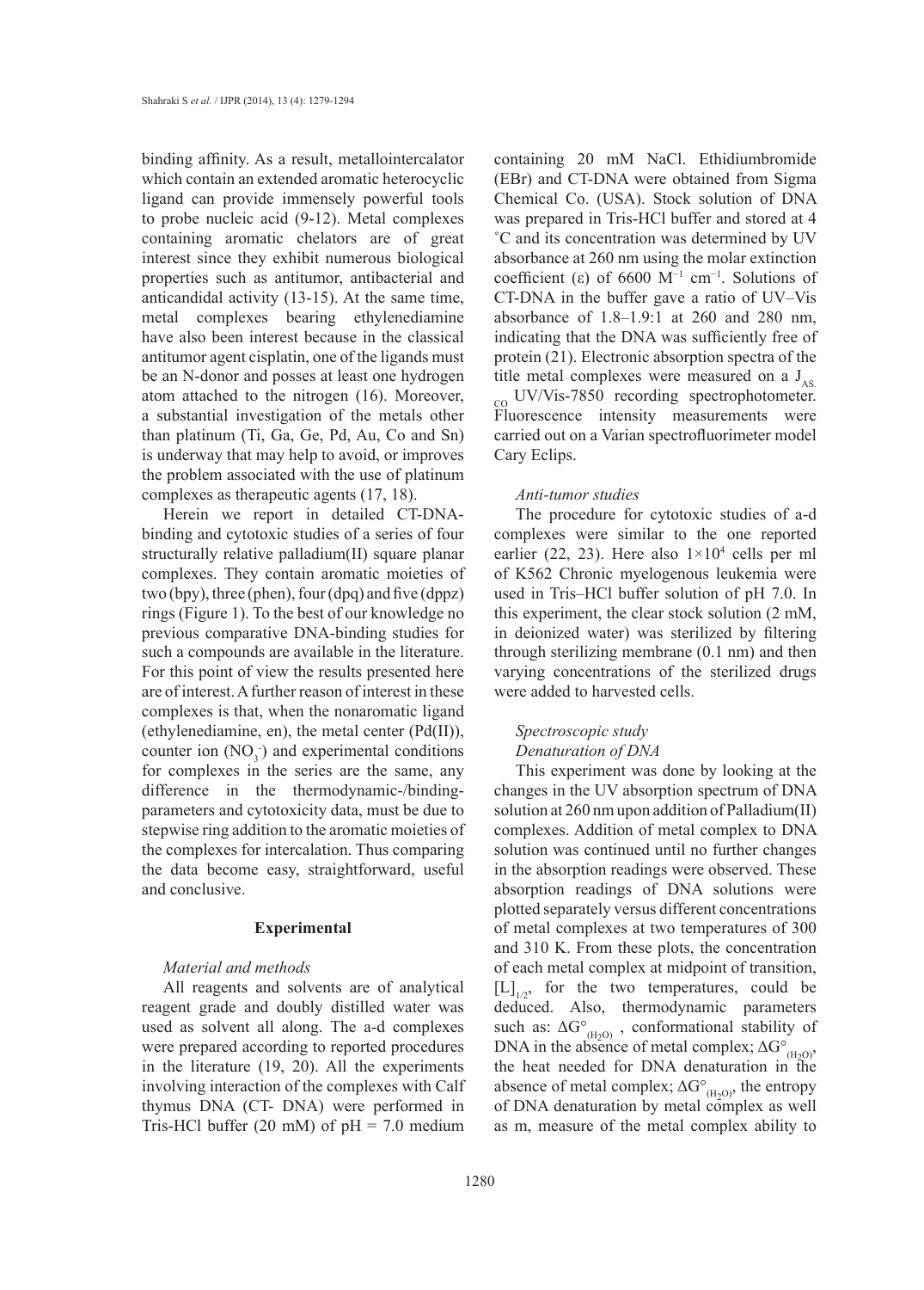binding affinity. As a result, metallointercalator which contain an extended aromatic heterocyclic ligand can provide immensely powerful tools to probe nucleic acid (9-12). Metal complexes containing aromatic chelators are of great interest since they exhibit numerous biological properties such as antitumor, antibacterial and anticandidal activity (13-15). At the same time, metal complexes bearing ethylenediamine have also been interest because in the classical antitumor agent cisplatin, one of the ligands must be an N-donor and posses at least one hydrogen atom attached to the nitrogen (16). Moreover, a substantial investigation of the metals other than platinum (Ti, Ga, Ge, Pd, Au, Co and Sn) is underway that may help to avoid, or improves the problem associated with the use of platinum complexes as therapeutic agents (17, 18).

Herein we report in detailed CT-DNA-binding and cytotoxic studies of a series of four structurally relative palladium(II) square planar complexes. They contain aromatic moieties of two (bpy), three (phen), four (dpq) and five (dppz) rings (Figure 1). To the best of our knowledge no previous comparative DNA-binding studies for such a compounds are available in the literature. For this point of view the results presented here are of interest. A further reason of interest in these complexes is that, when the nonaromatic ligand (ethylenediamine, en), the metal center (Pd(II)), counter ion ($NO_3^-$) and experimental conditions for complexes in the series are the same, any difference in the thermodynamic-/binding-parameters and cytotoxicity data, must be due to stepwise ring addition to the aromatic moieties of the complexes for intercalation. Thus comparing the data become easy, straightforward, useful and conclusive.

## Experimental

*Material and methods*

All reagents and solvents are of analytical reagent grade and doubly distilled water was used as solvent all along. The a-d complexes were prepared according to reported procedures in the literature (19, 20). All the experiments involving interaction of the complexes with Calf thymus DNA (CT- DNA) were performed in Tris-HCl buffer (20 mM) of pH = 7.0 medium containing 20 mM NaCl. Ethidiumbromide (EBr) and CT-DNA were obtained from Sigma Chemical Co. (USA). Stock solution of DNA was prepared in Tris-HCl buffer and stored at 4 ˚C and its concentration was determined by UV absorbance at 260 nm using the molar extinction coefficient (ε) of 6600 $M^{-1}$ $cm^{-1}$. Solutions of CT-DNA in the buffer gave a ratio of UV–Vis absorbance of 1.8–1.9:1 at 260 and 280 nm, indicating that the DNA was sufficiently free of protein (21). Electronic absorption spectra of the title metal complexes were measured on a $J_{AS. CO}$ UV/Vis-7850 recording spectrophotometer. Fluorescence intensity measurements were carried out on a Varian spectrofluorimeter model Cary Eclips.

*Anti-tumor studies*

The procedure for cytotoxic studies of a-d complexes were similar to the one reported earlier (22, 23). Here also $1\times10^4$ cells per ml of K562 Chronic myelogenous leukemia were used in Tris–HCl buffer solution of pH 7.0. In this experiment, the clear stock solution (2 mM, in deionized water) was sterilized by filtering through sterilizing membrane (0.1 nm) and then varying concentrations of the sterilized drugs were added to harvested cells.

*Spectroscopic study*

*Denaturation of DNA*

This experiment was done by looking at the changes in the UV absorption spectrum of DNA solution at 260 nm upon addition of Palladium(II) complexes. Addition of metal complex to DNA solution was continued until no further changes in the absorption readings were observed. These absorption readings of DNA solutions were plotted separately versus different concentrations of metal complexes at two temperatures of 300 and 310 K. From these plots, the concentration of each metal complex at midpoint of transition, $[L]_{1/2}$, for the two temperatures, could be deduced. Also, thermodynamic parameters such as: $\Delta G^\circ_{(H_2O)}$ , conformational stability of DNA in the absence of metal complex; $\Delta G^\circ_{(H_2O)}$, the heat needed for DNA denaturation in the absence of metal complex; $\Delta G^\circ_{(H_2O)}$, the entropy of DNA denaturation by metal complex as well as m, measure of the metal complex ability to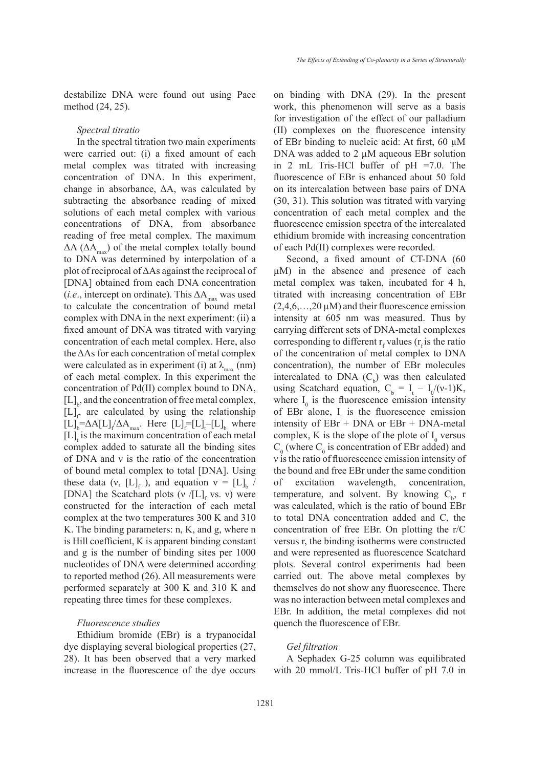destabilize DNA were found out using Pace method (24, 25).

### *Spectral titratio*

In the spectral titration two main experiments were carried out: (i) a fixed amount of each metal complex was titrated with increasing concentration of DNA. In this experiment, change in absorbance, ΔA, was calculated by subtracting the absorbance reading of mixed solutions of each metal complex with various concentrations of DNA, from absorbance reading of free metal complex. The maximum ΔA ($\Delta A_{max}$) of the metal complex totally bound to DNA was determined by interpolation of a plot of reciprocal of ΔAs against the reciprocal of [DNA] obtained from each DNA concentration (*i.e*., intercept on ordinate). This $\Delta A_{max}$ was used to calculate the concentration of bound metal complex with DNA in the next experiment: (ii) a fixed amount of DNA was titrated with varying concentration of each metal complex. Here, also the ΔAs for each concentration of metal complex were calculated as in experiment (i) at $\lambda_{max}$ (nm) of each metal complex. In this experiment the concentration of Pd(II) complex bound to DNA, $[L]_b$, and the concentration of free metal complex, $[L]_f$, are calculated by using the relationship $[L]_b=\Delta A[L]_t/\Delta A_{max}$. Here $[L]_f=[L]_t-[L]_b$ where $[L]_t$ is the maximum concentration of each metal complex added to saturate all the binding sites of DNA and ν is the ratio of the concentration of bound metal complex to total [DNA]. Using these data (ν, $[L]_f$ ), and equation $\nu = [L]_b$ / [DNA] the Scatchard plots ($\nu/[L]_f$ vs. ν) were constructed for the interaction of each metal complex at the two temperatures 300 K and 310 K. The binding parameters: n, K, and g, where n is Hill coefficient, K is apparent binding constant and g is the number of binding sites per 1000 nucleotides of DNA were determined according to reported method (26). All measurements were performed separately at 300 K and 310 K and repeating three times for these complexes.

### *Fluorescence studies*

Ethidium bromide (EBr) is a trypanocidal dye displaying several biological properties (27, 28). It has been observed that a very marked increase in the fluorescence of the dye occurs on binding with DNA (29). In the present work, this phenomenon will serve as a basis for investigation of the effect of our palladium (II) complexes on the fluorescence intensity of EBr binding to nucleic acid: At first, 60 μM DNA was added to 2 μM aqueous EBr solution in 2 mL Tris-HCl buffer of pH =7.0. The fluorescence of EBr is enhanced about 50 fold on its intercalation between base pairs of DNA (30, 31). This solution was titrated with varying concentration of each metal complex and the fluorescence emission spectra of the intercalated ethidium bromide with increasing concentration of each Pd(II) complexes were recorded.

Second, a fixed amount of CT-DNA (60 μM) in the absence and presence of each metal complex was taken, incubated for 4 h, titrated with increasing concentration of EBr (2,4,6,…,20 μM) and their fluorescence emission intensity at 605 nm was measured. Thus by carrying different sets of DNA-metal complexes corresponding to different $r_f$ values ($r_f$ is the ratio of the concentration of metal complex to DNA concentration), the number of EBr molecules intercalated to DNA ($C_b$) was then calculated using Scatchard equation, $C_b = I_t - I_0/(\nu-1)K$, where $I_0$ is the fluorescence emission intensity of EBr alone, $I_t$ is the fluorescence emission intensity of EBr + DNA or EBr + DNA-metal complex, K is the slope of the plote of $I_0$ versus $C_0$ (where $C_0$ is concentration of EBr added) and ν is the ratio of fluorescence emission intensity of the bound and free EBr under the same condition of excitation wavelength, concentration, temperature, and solvent. By knowing $C_b$, r was calculated, which is the ratio of bound EBr to total DNA concentration added and C, the concentration of free EBr. On plotting the r/C versus r, the binding isotherms were constructed and were represented as fluorescence Scatchard plots. Several control experiments had been carried out. The above metal complexes by themselves do not show any fluorescence. There was no interaction between metal complexes and EBr. In addition, the metal complexes did not quench the fluorescence of EBr.

### *Gel filtration*

A Sephadex G-25 column was equilibrated with 20 mmol/L Tris-HCl buffer of pH 7.0 in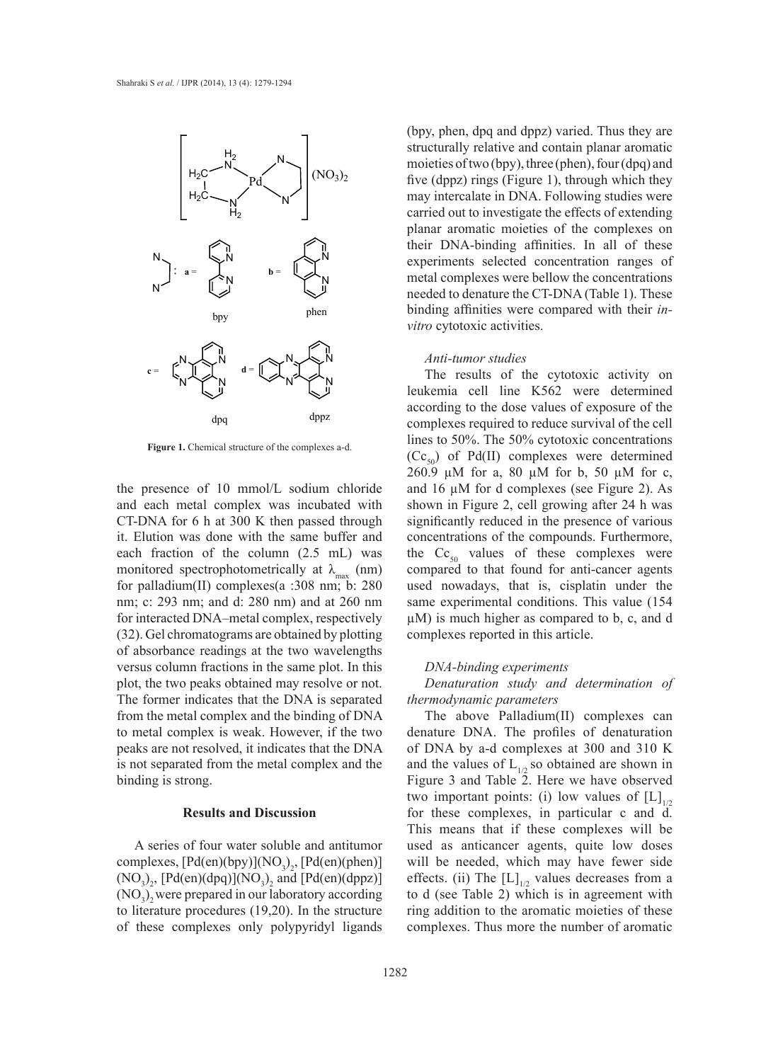**Figure 1.** Chemical structure of the complexes a-d.

the presence of 10 mmol/L sodium chloride and each metal complex was incubated with CT-DNA for 6 h at 300 K then passed through it. Elution was done with the same buffer and each fraction of the column (2.5 mL) was monitored spectrophotometrically at $\lambda_{max}$ (nm) for palladium(II) complexes(a :308 nm; b: 280 nm; c: 293 nm; and d: 280 nm) and at 260 nm for interacted DNA–metal complex, respectively (32). Gel chromatograms are obtained by plotting of absorbance readings at the two wavelengths versus column fractions in the same plot. In this plot, the two peaks obtained may resolve or not. The former indicates that the DNA is separated from the metal complex and the binding of DNA to metal complex is weak. However, if the two peaks are not resolved, it indicates that the DNA is not separated from the metal complex and the binding is strong.

## Results and Discussion

A series of four water soluble and antitumor complexes, $[Pd(en)(bpy)](NO_3)_2$, $[Pd(en)(phen)](NO_3)_2$, $[Pd(en)(dpq)](NO_3)_2$ and $[Pd(en)(dppz)](NO_3)_2$ were prepared in our laboratory according to literature procedures (19,20). In the structure of these complexes only polypyridyl ligands (bpy, phen, dpq and dppz) varied. Thus they are structurally relative and contain planar aromatic moieties of two (bpy), three (phen), four (dpq) and five (dppz) rings (Figure 1), through which they may intercalate in DNA. Following studies were carried out to investigate the effects of extending planar aromatic moieties of the complexes on their DNA-binding affinities. In all of these experiments selected concentration ranges of metal complexes were bellow the concentrations needed to denature the CT-DNA (Table 1). These binding affinities were compared with their *in-vitro* cytotoxic activities.

### *Anti-tumor studies*

The results of the cytotoxic activity on leukemia cell line K562 were determined according to the dose values of exposure of the complexes required to reduce survival of the cell lines to 50%. The 50% cytotoxic concentrations ($Cc_{50}$) of Pd(II) complexes were determined 260.9 μM for a, 80 μM for b, 50 μM for c, and 16 μM for d complexes (see Figure 2). As shown in Figure 2, cell growing after 24 h was significantly reduced in the presence of various concentrations of the compounds. Furthermore, the $Cc_{50}$ values of these complexes were compared to that found for anti-cancer agents used nowadays, that is, cisplatin under the same experimental conditions. This value (154 μM) is much higher as compared to b, c, and d complexes reported in this article.

### *DNA-binding experiments*

#### *Denaturation study and determination of thermodynamic parameters*

The above Palladium(II) complexes can denature DNA. The profiles of denaturation of DNA by a-d complexes at 300 and 310 K and the values of $L_{1/2}$ so obtained are shown in Figure 3 and Table 2. Here we have observed two important points: (i) low values of $[L]_{1/2}$ for these complexes, in particular c and d. This means that if these complexes will be used as anticancer agents, quite low doses will be needed, which may have fewer side effects. (ii) The $[L]_{1/2}$ values decreases from a to d (see Table 2) which is in agreement with ring addition to the aromatic moieties of these complexes. Thus more the number of aromatic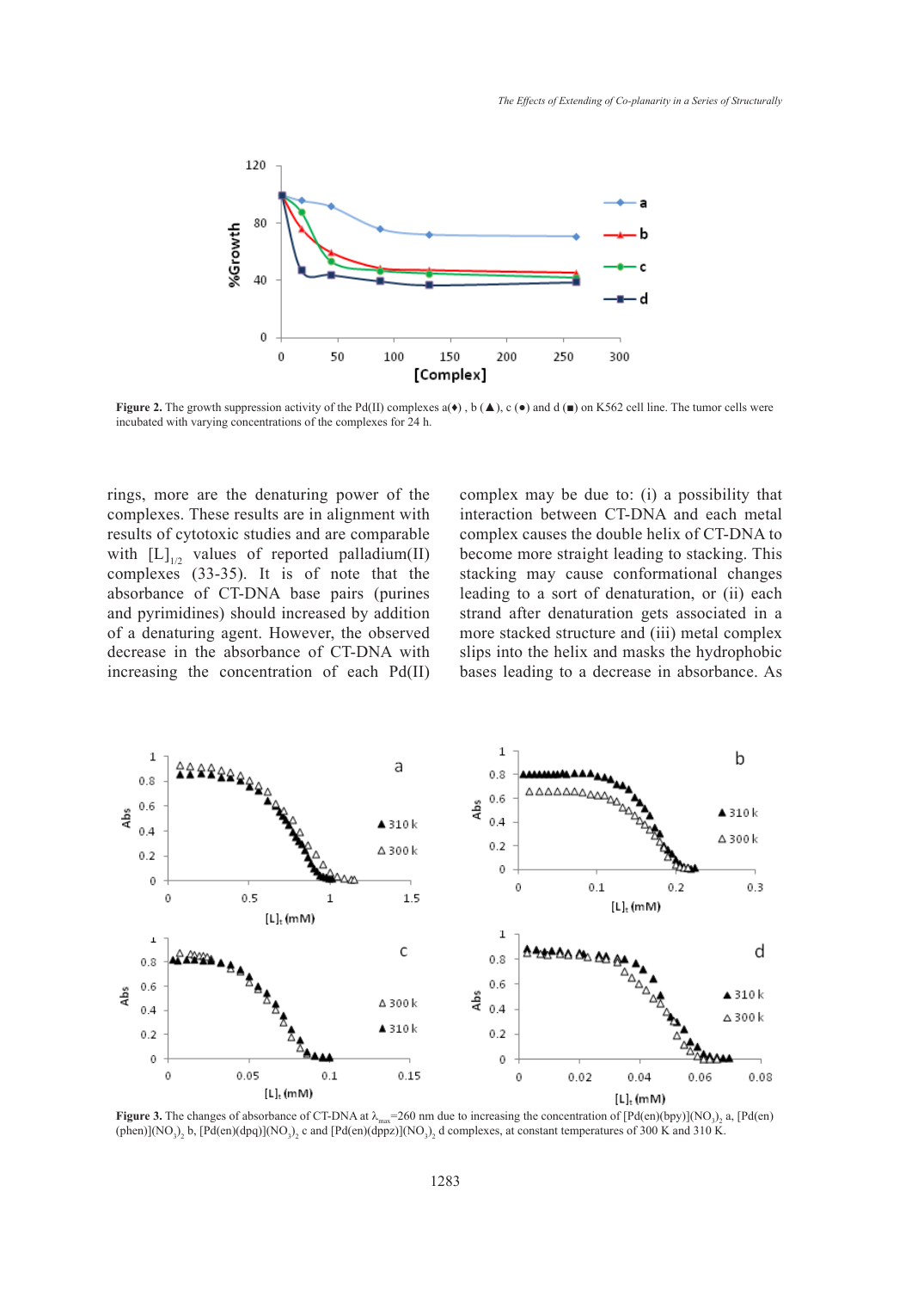Figure 2. The growth suppression activity of the Pd(II) complexes a(♦) , b (▲), c (●) and d (■) on K562 cell line. The tumor cells were incubated with varying concentrations of the complexes for 24 h.

rings, more are the denaturing power of the complexes. These results are in alignment with results of cytotoxic studies and are comparable with $[L]_{1/2}$ values of reported palladium(II) complexes (33-35). It is of note that the absorbance of CT-DNA base pairs (purines and pyrimidines) should increased by addition of a denaturing agent. However, the observed decrease in the absorbance of CT-DNA with increasing the concentration of each Pd(II) complex may be due to: (i) a possibility that interaction between CT-DNA and each metal complex causes the double helix of CT-DNA to become more straight leading to stacking. This stacking may cause conformational changes leading to a sort of denaturation, or (ii) each strand after denaturation gets associated in a more stacked structure and (iii) metal complex slips into the helix and masks the hydrophobic bases leading to a decrease in absorbance. As

Figure 3. The changes of absorbance of CT-DNA at $\lambda_{max}$=260 nm due to increasing the concentration of $[Pd(en)(bpy)](NO_3)_2$ a, $[Pd(en)(phen)](NO_3)_2$ b, $[Pd(en)(dpq)](NO_3)_2$ c and $[Pd(en)(dppz)](NO_3)_2$ d complexes, at constant temperatures of 300 K and 310 K.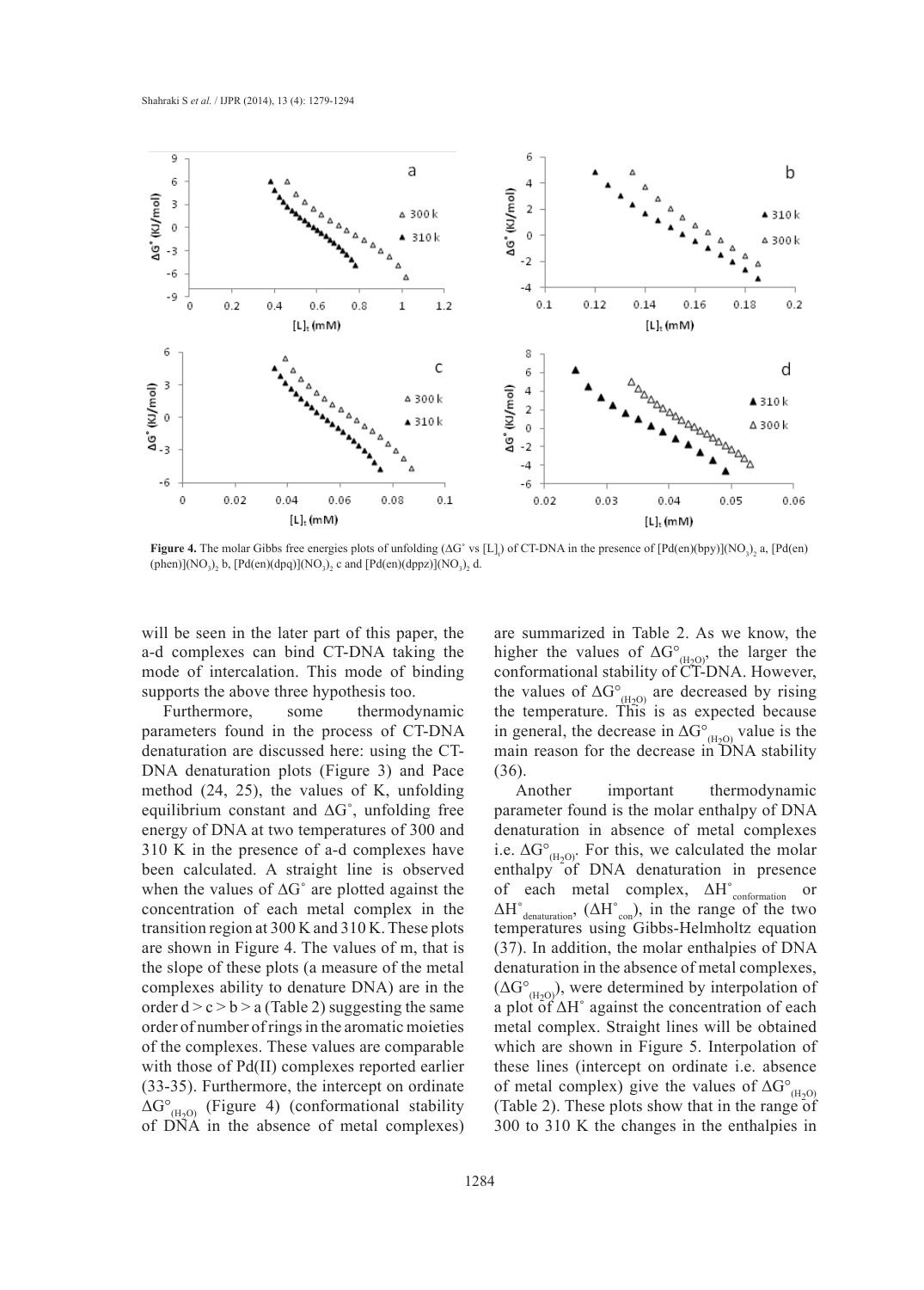Figure 4. The molar Gibbs free energies plots of unfolding ($\Delta G^{\circ}$ vs $[L]_t$) of CT-DNA in the presence of $[Pd(en)(bpy)](NO_3)_2$ a, $[Pd(en)(phen)](NO_3)_2$ b, $[Pd(en)(dpq)](NO_3)_2$ c and $[Pd(en)(dppz)](NO_3)_2$ d.

will be seen in the later part of this paper, the a-d complexes can bind CT-DNA taking the mode of intercalation. This mode of binding supports the above three hypothesis too.

Furthermore, some thermodynamic parameters found in the process of CT-DNA denaturation are discussed here: using the CT-DNA denaturation plots (Figure 3) and Pace method (24, 25), the values of K, unfolding equilibrium constant and $\Delta G^{\circ}$, unfolding free energy of DNA at two temperatures of 300 and 310 K in the presence of a-d complexes have been calculated. A straight line is observed when the values of $\Delta G^{\circ}$ are plotted against the concentration of each metal complex in the transition region at 300 K and 310 K. These plots are shown in Figure 4. The values of m, that is the slope of these plots (a measure of the metal complexes ability to denature DNA) are in the order d > c > b > a (Table 2) suggesting the same order of number of rings in the aromatic moieties of the complexes. These values are comparable with those of Pd(II) complexes reported earlier (33-35). Furthermore, the intercept on ordinate $\Delta G^{\circ}_{(H_2O)}$ (Figure 4) (conformational stability of DNA in the absence of metal complexes) are summarized in Table 2. As we know, the higher the values of $\Delta G^{\circ}_{(H_2O)}$, the larger the conformational stability of CT-DNA. However, the values of $\Delta G^{\circ}_{(H_2O)}$ are decreased by rising the temperature. This is as expected because in general, the decrease in $\Delta G^{\circ}_{(H_2O)}$ value is the main reason for the decrease in DNA stability (36).

Another important thermodynamic parameter found is the molar enthalpy of DNA denaturation in absence of metal complexes i.e. $\Delta G^{\circ}_{(H_2O)}$. For this, we calculated the molar enthalpy of DNA denaturation in presence of each metal complex, $\Delta H^{\circ}_{conformation}$ or $\Delta H^{\circ}_{denaturation}$, ($\Delta H^{\circ}_{con}$), in the range of the two temperatures using Gibbs-Helmholtz equation (37). In addition, the molar enthalpies of DNA denaturation in the absence of metal complexes, ($\Delta G^{\circ}_{(H_2O)}$), were determined by interpolation of a plot of $\Delta H^{\circ}$ against the concentration of each metal complex. Straight lines will be obtained which are shown in Figure 5. Interpolation of these lines (intercept on ordinate i.e. absence of metal complex) give the values of $\Delta G^{\circ}_{(H_2O)}$ (Table 2). These plots show that in the range of 300 to 310 K the changes in the enthalpies in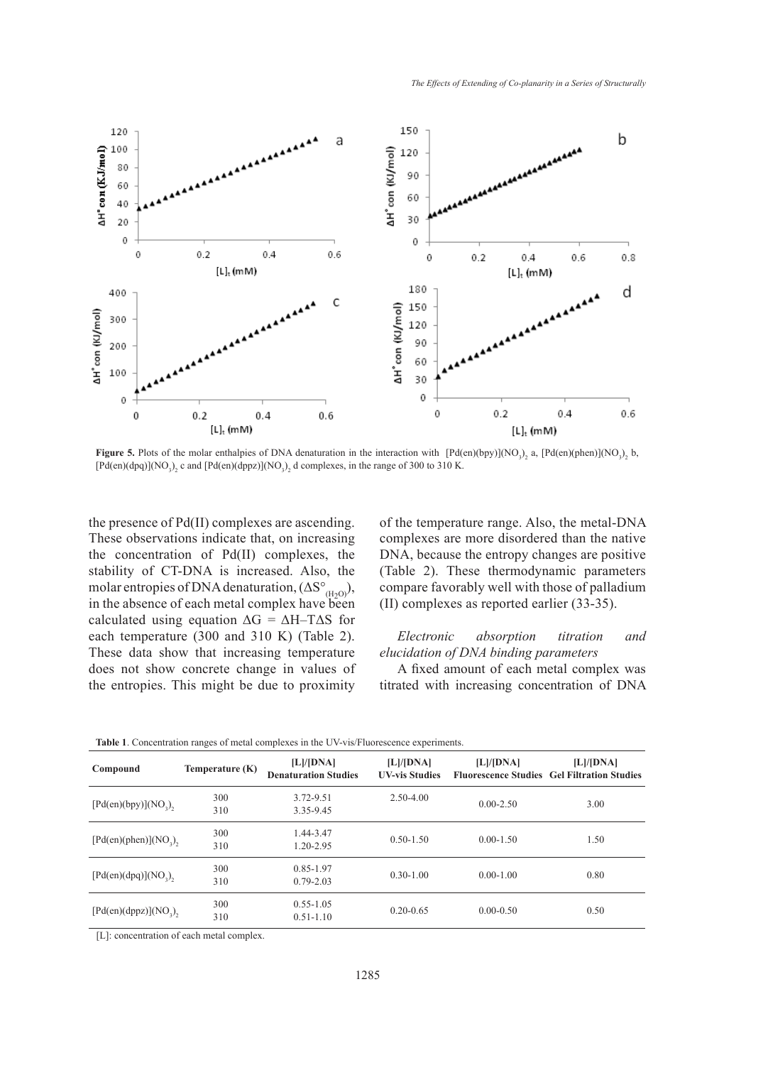Figure 5. Plots of the molar enthalpies of DNA denaturation in the interaction with $[Pd(en)(bpy)](NO_3)_2$ a, $[Pd(en)(phen)](NO_3)_2$ b, $[Pd(en)(dpq)](NO_3)_2$ c and $[Pd(en)(dppz)](NO_3)_2$ d complexes, in the range of 300 to 310 K.

the presence of Pd(II) complexes are ascending. These observations indicate that, on increasing the concentration of Pd(II) complexes, the stability of CT-DNA is increased. Also, the molar entropies of DNA denaturation, ($\Delta S^{\circ}_{(H_2O)}$), in the absence of each metal complex have been calculated using equation $\Delta G = \Delta H - T\Delta S$ for each temperature (300 and 310 K) (Table 2). These data show that increasing temperature does not show concrete change in values of the entropies. This might be due to proximity of the temperature range. Also, the metal-DNA complexes are more disordered than the native DNA, because the entropy changes are positive (Table 2). These thermodynamic parameters compare favorably well with those of palladium (II) complexes as reported earlier (33-35).

*Electronic absorption titration and elucidation of DNA binding parameters*

A fixed amount of each metal complex was titrated with increasing concentration of DNA

**Table 1**. Concentration ranges of metal complexes in the UV-vis/Fluorescence experiments.

| Compound | Temperature (K) | [L]/[DNA] Denaturation Studies | [L]/[DNA] UV-vis Studies | [L]/[DNA] Fluorescence Studies | [L]/[DNA] Gel Filtration Studies |
|---|---|---|---|---|---|
| $[Pd(en)(bpy)](NO_3)_2$ | 300 | 3.72-9.51 | 2.50-4.00 | 0.00-2.50 | 3.00 |
| | 310 | 3.35-9.45 | | | |
| $[Pd(en)(phen)](NO_3)_2$ | 300 | 1.44-3.47 | 0.50-1.50 | 0.00-1.50 | 1.50 |
| | 310 | 1.20-2.95 | | | |
| $[Pd(en)(dpq)](NO_3)_2$ | 300 | 0.85-1.97 | 0.30-1.00 | 0.00-1.00 | 0.80 |
| | 310 | 0.79-2.03 | | | |
| $[Pd(en)(dppz)](NO_3)_2$ | 300 | 0.55-1.05 | 0.20-0.65 | 0.00-0.50 | 0.50 |
| | 310 | 0.51-1.10 | | | |

[L]: concentration of each metal complex.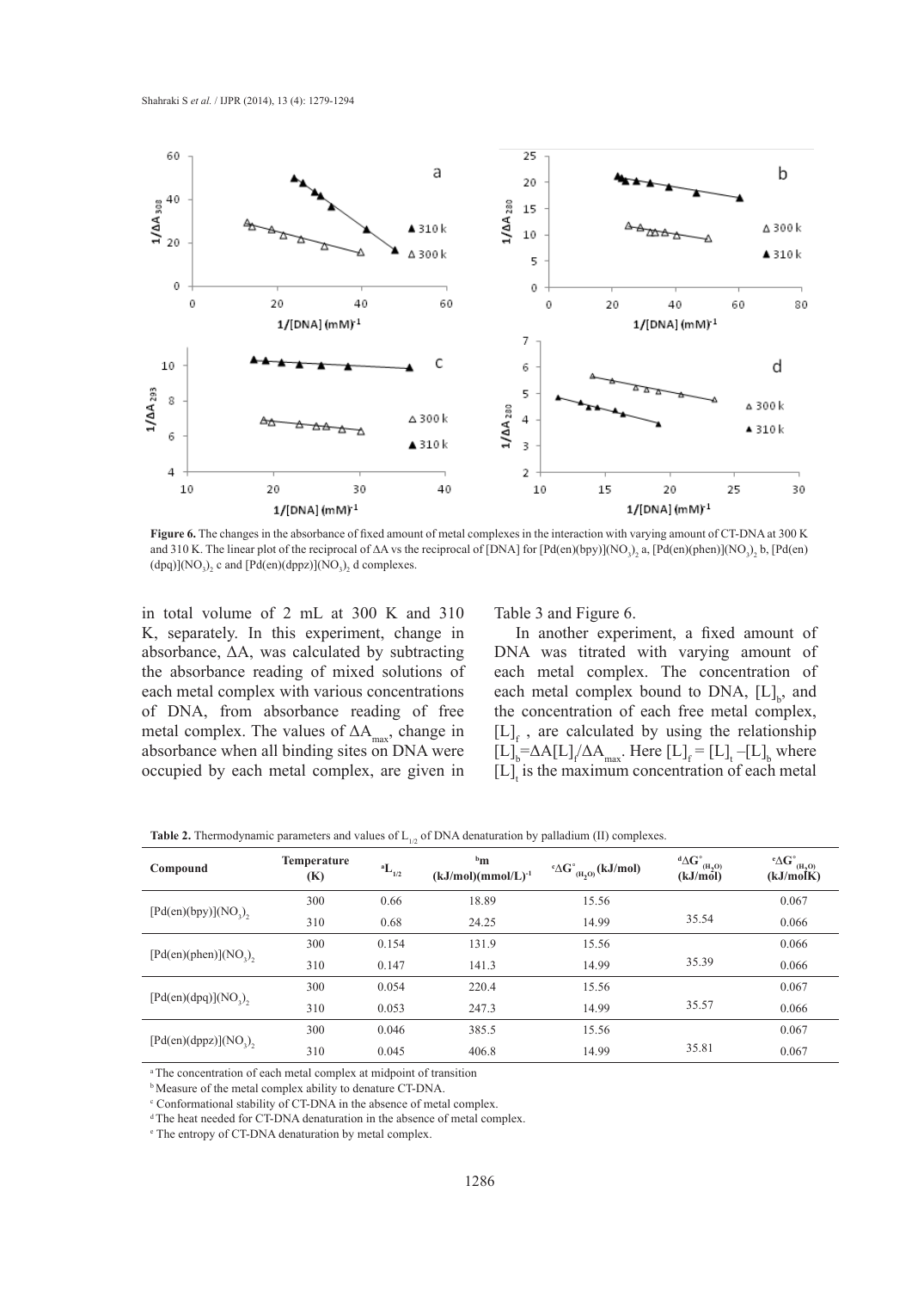**Figure 6.** The changes in the absorbance of fixed amount of metal complexes in the interaction with varying amount of CT-DNA at 300 K and 310 K. The linear plot of the reciprocal of $\Delta A$ vs the reciprocal of [DNA] for $[Pd(en)(bpy)](NO_3)_2$ a, $[Pd(en)(phen)](NO_3)_2$ b, $[Pd(en)(dpq)](NO_3)_2$ c and $[Pd(en)(dppz)](NO_3)_2$ d complexes.

in total volume of 2 mL at 300 K and 310 K, separately. In this experiment, change in absorbance, $\Delta A$, was calculated by subtracting the absorbance reading of mixed solutions of each metal complex with various concentrations of DNA, from absorbance reading of free metal complex. The values of $\Delta A_{max}$, change in absorbance when all binding sites on DNA were occupied by each metal complex, are given in Table 3 and Figure 6.

In another experiment, a fixed amount of DNA was titrated with varying amount of each metal complex. The concentration of each metal complex bound to DNA, $[L]_b$, and the concentration of each free metal complex, $[L]_f$ , are calculated by using the relationship $[L]_b=\Delta A[L]_t/\Delta A_{max}$. Here $[L]_f = [L]_t - [L]_b$ where $[L]_t$ is the maximum concentration of each metal

**Table 2.** Thermodynamic parameters and values of $L_{1/2}$ of DNA denaturation by palladium (II) complexes.

| Compound | Temperature (K) | $^{a}L_{1/2}$ | $^{b}$m (kJ/mol)(mmol/L)$^{-1}$ | $^{c}\Delta G^{\circ}_{(H_2O)}$ (kJ/mol) | $^{d}\Delta G^{\circ}_{(H_2O)}$ (kJ/mol) | $^{e}\Delta G^{\circ}_{(H_2O)}$ (kJ/molK) |
|---|---|---|---|---|---|---|
| $[Pd(en)(bpy)](NO_3)_2$ | 300 | 0.66 | 18.89 | 15.56 | 35.54 | 0.067 |
| | 310 | 0.68 | 24.25 | 14.99 | | 0.066 |
| $[Pd(en)(phen)](NO_3)_2$ | 300 | 0.154 | 131.9 | 15.56 | 35.39 | 0.066 |
| | 310 | 0.147 | 141.3 | 14.99 | | 0.066 |
| $[Pd(en)(dpq)](NO_3)_2$ | 300 | 0.054 | 220.4 | 15.56 | 35.57 | 0.067 |
| | 310 | 0.053 | 247.3 | 14.99 | | 0.066 |
| $[Pd(en)(dppz)](NO_3)_2$ | 300 | 0.046 | 385.5 | 15.56 | 35.81 | 0.067 |
| | 310 | 0.045 | 406.8 | 14.99 | | 0.067 |

[a] The concentration of each metal complex at midpoint of transition
[b] Measure of the metal complex ability to denature CT-DNA.
[c] Conformational stability of CT-DNA in the absence of metal complex.
[d] The heat needed for CT-DNA denaturation in the absence of metal complex.
[e] The entropy of CT-DNA denaturation by metal complex.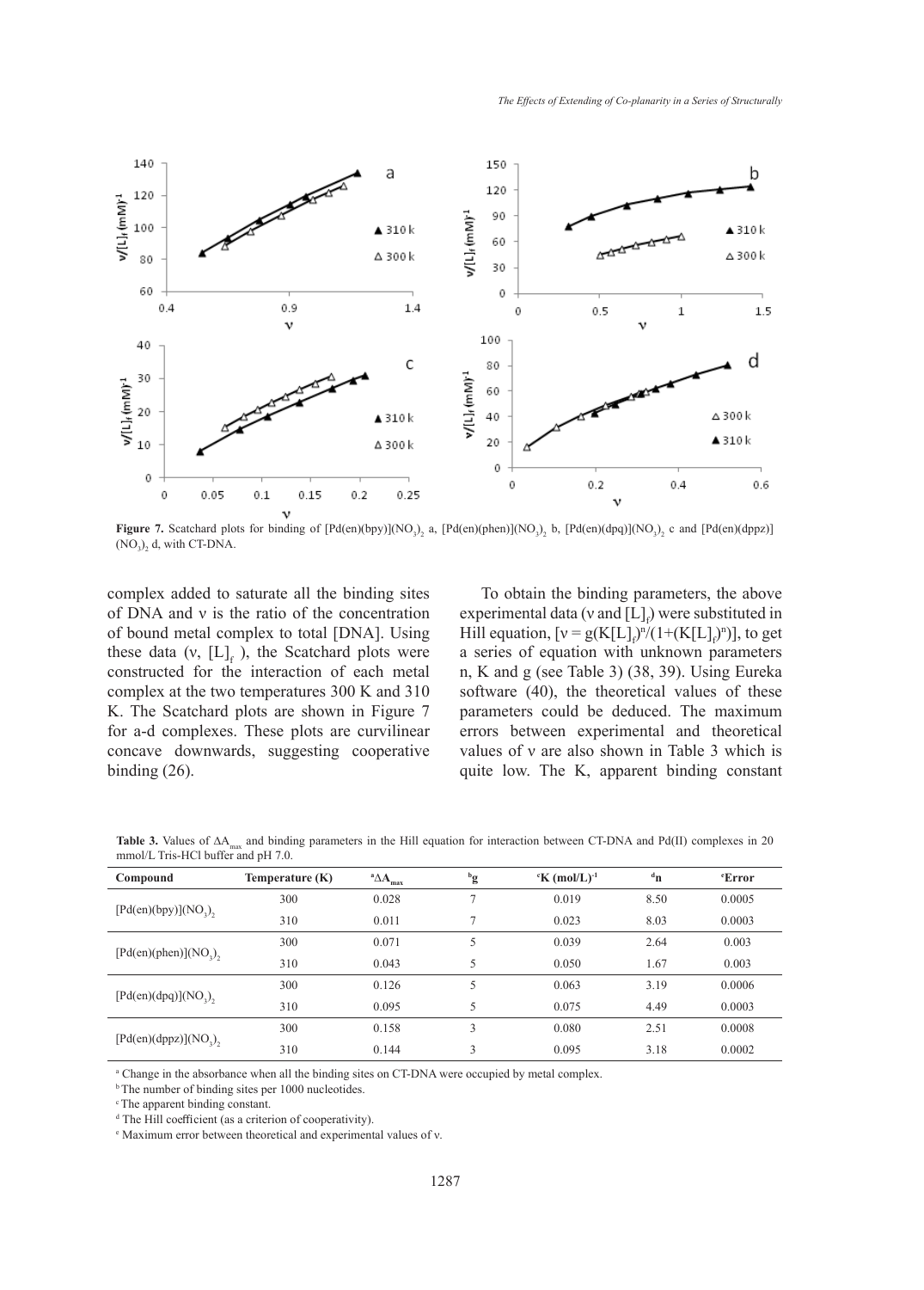**Figure 7.** Scatchard plots for binding of $[Pd(en)(bpy)](NO_3)_2$ a, $[Pd(en)(phen)](NO_3)_2$ b, $[Pd(en)(dpq)](NO_3)_2$ c and $[Pd(en)(dppz)](NO_3)_2$ d, with CT-DNA.

complex added to saturate all the binding sites of DNA and ν is the ratio of the concentration of bound metal complex to total [DNA]. Using these data (ν, $[L]_f$ ), the Scatchard plots were constructed for the interaction of each metal complex at the two temperatures 300 K and 310 K. The Scatchard plots are shown in Figure 7 for a-d complexes. These plots are curvilinear concave downwards, suggesting cooperative binding (26).

To obtain the binding parameters, the above experimental data (ν and $[L]_f$) were substituted in Hill equation, $[\nu = g(K[L]_f)^n/(1+(K[L]_f)^n)]$, to get a series of equation with unknown parameters n, K and g (see Table 3) (38, 39). Using Eureka software (40), the theoretical values of these parameters could be deduced. The maximum errors between experimental and theoretical values of ν are also shown in Table 3 which is quite low. The K, apparent binding constant

**Table 3.** Values of $\Delta A_{max}$ and binding parameters in the Hill equation for interaction between CT-DNA and Pd(II) complexes in 20 mmol/L Tris-HCl buffer and pH 7.0.

| Compound | Temperature (K) | [a]$\Delta A_{max}$ | [b]g | [c]K $(mol/L)^{-1}$ | [d]n | [e]Error |
|---|---|---|---|---|---|---|
| $[Pd(en)(bpy)](NO_3)_2$ | 300 | 0.028 | 7 | 0.019 | 8.50 | 0.0005 |
| | 310 | 0.011 | 7 | 0.023 | 8.03 | 0.0003 |
| $[Pd(en)(phen)](NO_3)_2$ | 300 | 0.071 | 5 | 0.039 | 2.64 | 0.003 |
| | 310 | 0.043 | 5 | 0.050 | 1.67 | 0.003 |
| $[Pd(en)(dpq)](NO_3)_2$ | 300 | 0.126 | 5 | 0.063 | 3.19 | 0.0006 |
| | 310 | 0.095 | 5 | 0.075 | 4.49 | 0.0003 |
| $[Pd(en)(dppz)](NO_3)_2$ | 300 | 0.158 | 3 | 0.080 | 2.51 | 0.0008 |
| | 310 | 0.144 | 3 | 0.095 | 3.18 | 0.0002 |

[a] Change in the absorbance when all the binding sites on CT-DNA were occupied by metal complex.

[b] The number of binding sites per 1000 nucleotides.

[c] The apparent binding constant.

[d] The Hill coefficient (as a criterion of cooperativity).

[e] Maximum error between theoretical and experimental values of ν.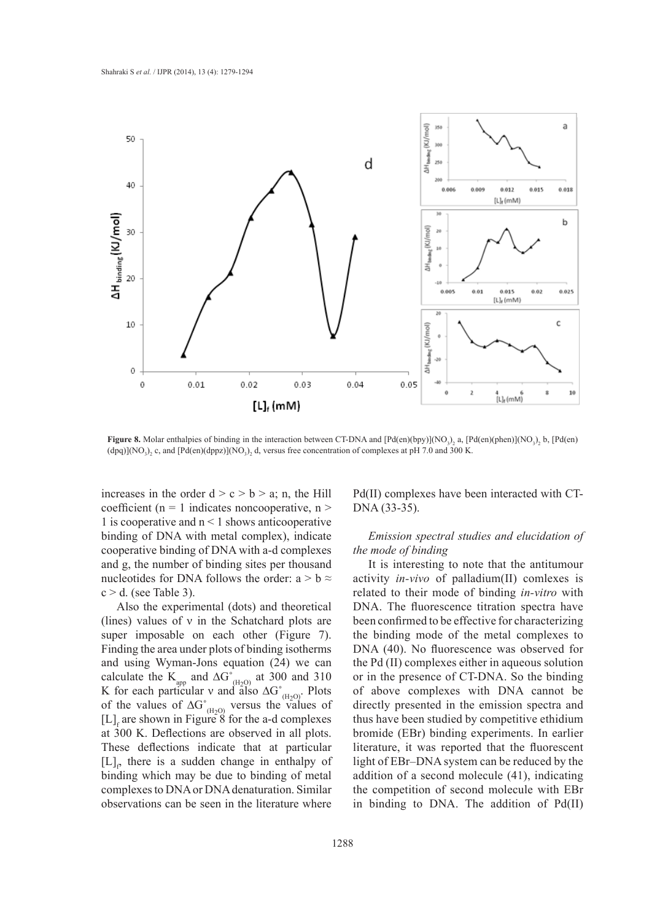**Figure 8.** Molar enthalpies of binding in the interaction between CT-DNA and $[Pd(en)(bpy)](NO_3)_2$ a, $[Pd(en)(phen)](NO_3)_2$ b, $[Pd(en)(dpq)](NO_3)_2$ c, and $[Pd(en)(dppz)](NO_3)_2$ d, versus free concentration of complexes at pH 7.0 and 300 K.

increases in the order d > c > b > a; n, the Hill coefficient (n = 1 indicates noncooperative, n > 1 is cooperative and n < 1 shows anticooperative binding of DNA with metal complex), indicate cooperative binding of DNA with a-d complexes and g, the number of binding sites per thousand nucleotides for DNA follows the order: a > b ≈ c > d. (see Table 3).

Also the experimental (dots) and theoretical (lines) values of ν in the Schatchard plots are super imposable on each other (Figure 7). Finding the area under plots of binding isotherms and using Wyman-Jons equation (24) we can calculate the $K_{app}$ and $\Delta G^{\circ}_{(H_2O)}$ at 300 and 310 K for each particular ν and also $\Delta G^{\circ}_{(H_2O)}$. Plots of the values of $\Delta G^{\circ}_{(H_2O)}$ versus the values of $[L]_f$ are shown in Figure 8 for the a-d complexes at 300 K. Deflections are observed in all plots. These deflections indicate that at particular $[L]_f$, there is a sudden change in enthalpy of binding which may be due to binding of metal complexes to DNA or DNA denaturation. Similar observations can be seen in the literature where Pd(II) complexes have been interacted with CT-DNA (33-35).

### *Emission spectral studies and elucidation of the mode of binding*

It is interesting to note that the antitumour activity *in-vivo* of palladium(II) comlexes is related to their mode of binding *in-vitro* with DNA. The fluorescence titration spectra have been confirmed to be effective for characterizing the binding mode of the metal complexes to DNA (40). No fluorescence was observed for the Pd (II) complexes either in aqueous solution or in the presence of CT-DNA. So the binding of above complexes with DNA cannot be directly presented in the emission spectra and thus have been studied by competitive ethidium bromide (EBr) binding experiments. In earlier literature, it was reported that the fluorescent light of EBr–DNA system can be reduced by the addition of a second molecule (41), indicating the competition of second molecule with EBr in binding to DNA. The addition of Pd(II)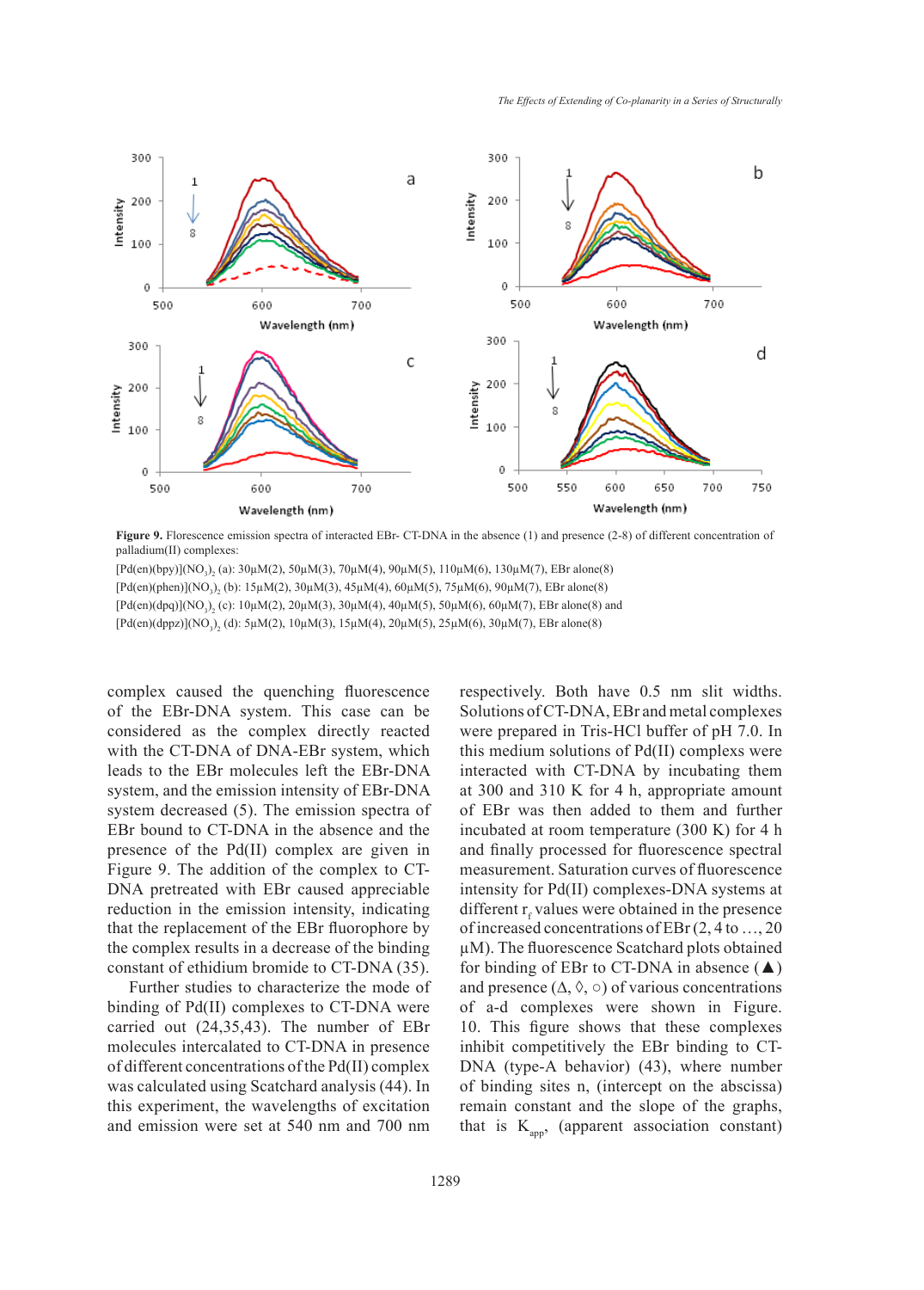Figure 9. Florescence emission spectra of interacted EBr- CT-DNA in the absence (1) and presence (2-8) of different concentration of palladium(II) complexes:

$[Pd(en)(bpy)](NO_3)_2$ (a): 30µM(2), 50µM(3), 70µM(4), 90µM(5), 110µM(6), 130µM(7), EBr alone(8)

$[Pd(en)(phen)](NO_3)_2$ (b): 15µM(2), 30µM(3), 45µM(4), 60µM(5), 75µM(6), 90µM(7), EBr alone(8)

$[Pd(en)(dpq)](NO_3)_2$ (c): 10µM(2), 20µM(3), 30µM(4), 40µM(5), 50µM(6), 60µM(7), EBr alone(8) and

$[Pd(en)(dppz)](NO_3)_2$ (d): 5µM(2), 10µM(3), 15µM(4), 20µM(5), 25µM(6), 30µM(7), EBr alone(8)

complex caused the quenching fluorescence of the EBr-DNA system. This case can be considered as the complex directly reacted with the CT-DNA of DNA-EBr system, which leads to the EBr molecules left the EBr-DNA system, and the emission intensity of EBr-DNA system decreased (5). The emission spectra of EBr bound to CT-DNA in the absence and the presence of the Pd(II) complex are given in Figure 9. The addition of the complex to CT-DNA pretreated with EBr caused appreciable reduction in the emission intensity, indicating that the replacement of the EBr fluorophore by the complex results in a decrease of the binding constant of ethidium bromide to CT-DNA (35).

Further studies to characterize the mode of binding of Pd(II) complexes to CT-DNA were carried out (24,35,43). The number of EBr molecules intercalated to CT-DNA in presence of different concentrations of the Pd(II) complex was calculated using Scatchard analysis (44). In this experiment, the wavelengths of excitation and emission were set at 540 nm and 700 nm respectively. Both have 0.5 nm slit widths. Solutions of CT-DNA, EBr and metal complexes were prepared in Tris-HCl buffer of pH 7.0. In this medium solutions of Pd(II) complexes were interacted with CT-DNA by incubating them at 300 and 310 K for 4 h, appropriate amount of EBr was then added to them and further incubated at room temperature (300 K) for 4 h and finally processed for fluorescence spectral measurement. Saturation curves of fluorescence intensity for Pd(II) complexes-DNA systems at different $r_f$ values were obtained in the presence of increased concentrations of EBr (2, 4 to …, 20 µM). The fluorescence Scatchard plots obtained for binding of EBr to CT-DNA in absence (▲) and presence (Δ, ◊, ○) of various concentrations of a-d complexes were shown in Figure. 10. This figure shows that these complexes inhibit competitively the EBr binding to CT-DNA (type-A behavior) (43), where number of binding sites n, (intercept on the abscissa) remain constant and the slope of the graphs, that is $K_{app}$, (apparent association constant)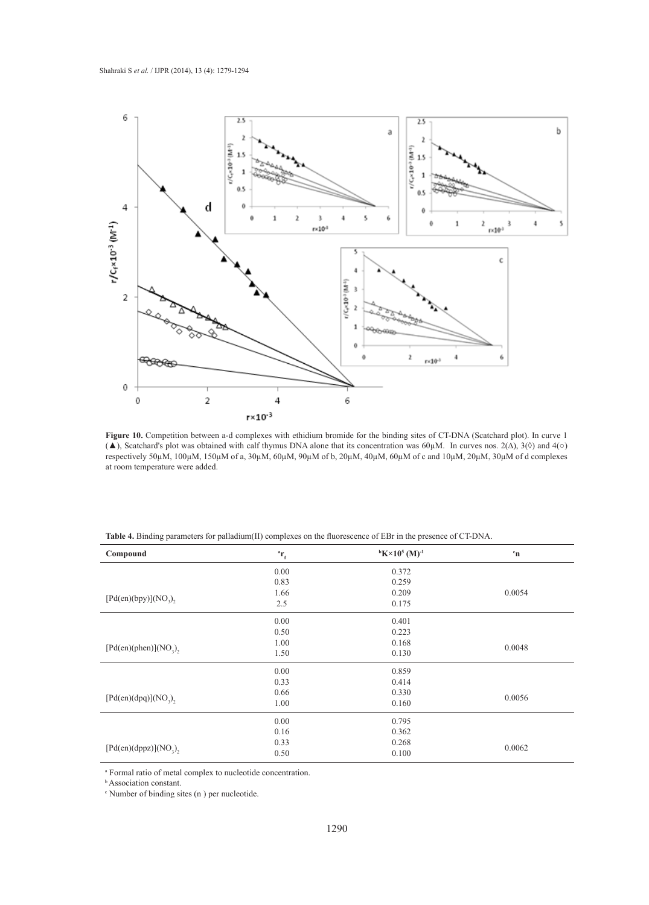**Figure 10.** Competition between a-d complexes with ethidium bromide for the binding sites of CT-DNA (Scatchard plot). In curve 1 (▲), Scatchard's plot was obtained with calf thymus DNA alone that its concentration was 60μM. In curves nos. 2(Δ), 3(◊) and 4(○) respectively 50μM, 100μM, 150μM of a, 30μM, 60μM, 90μM of b, 20μM, 40μM, 60μM of c and 10μM, 20μM, 30μM of d complexes at room temperature were added.

**Table 4.** Binding parameters for palladium(II) complexes on the fluorescence of EBr in the presence of CT-DNA.

| Compound | [a]$r_f$ | [b]$K\times10^5\ (M)^{-1}$ | [c]n |
|---|---|---|---|
| $[Pd(en)(bpy)](NO_3)_2$ | 0.00 | 0.372 | 0.0054 |
| | 0.83 | 0.259 | |
| | 1.66 | 0.209 | |
| | 2.5 | 0.175 | |
| $[Pd(en)(phen)](NO_3)_2$ | 0.00 | 0.401 | 0.0048 |
| | 0.50 | 0.223 | |
| | 1.00 | 0.168 | |
| | 1.50 | 0.130 | |
| $[Pd(en)(dpq)](NO_3)_2$ | 0.00 | 0.859 | 0.0056 |
| | 0.33 | 0.414 | |
| | 0.66 | 0.330 | |
| | 1.00 | 0.160 | |
| $[Pd(en)(dppz)](NO_3)_2$ | 0.00 | 0.795 | 0.0062 |
| | 0.16 | 0.362 | |
| | 0.33 | 0.268 | |
| | 0.50 | 0.100 | |

[a] Formal ratio of metal complex to nucleotide concentration.

[b] Association constant.

[c] Number of binding sites (n ) per nucleotide.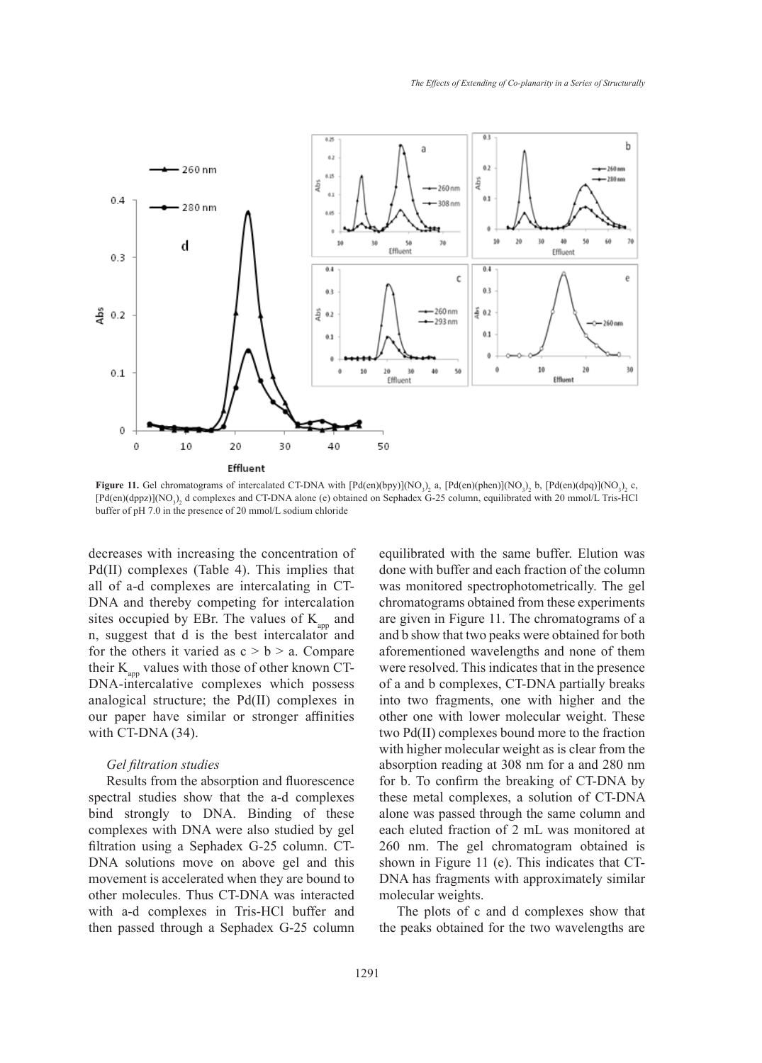Figure 11. Gel chromatograms of intercalated CT-DNA with $[Pd(en)(bpy)](NO_3)_2$ a, $[Pd(en)(phen)](NO_3)_2$ b, $[Pd(en)(dpq)](NO_3)_2$ c, $[Pd(en)(dppz)](NO_3)_2$ d complexes and CT-DNA alone (e) obtained on Sephadex G-25 column, equilibrated with 20 mmol/L Tris-HCl buffer of pH 7.0 in the presence of 20 mmol/L sodium chloride

decreases with increasing the concentration of Pd(II) complexes (Table 4). This implies that all of a-d complexes are intercalating in CT-DNA and thereby competing for intercalation sites occupied by EBr. The values of $K_{app}$ and n, suggest that d is the best intercalator and for the others it varied as c > b > a. Compare their $K_{app}$ values with those of other known CT-DNA-intercalative complexes which possess analogical structure; the Pd(II) complexes in our paper have similar or stronger affinities with CT-DNA (34).

*Gel filtration studies*

Results from the absorption and fluorescence spectral studies show that the a-d complexes bind strongly to DNA. Binding of these complexes with DNA were also studied by gel filtration using a Sephadex G-25 column. CT-DNA solutions move on above gel and this movement is accelerated when they are bound to other molecules. Thus CT-DNA was interacted with a-d complexes in Tris-HCl buffer and then passed through a Sephadex G-25 column equilibrated with the same buffer. Elution was done with buffer and each fraction of the column was monitored spectrophotometrically. The gel chromatograms obtained from these experiments are given in Figure 11. The chromatograms of a and b show that two peaks were obtained for both aforementioned wavelengths and none of them were resolved. This indicates that in the presence of a and b complexes, CT-DNA partially breaks into two fragments, one with higher and the other one with lower molecular weight. These two Pd(II) complexes bound more to the fraction with higher molecular weight as is clear from the absorption reading at 308 nm for a and 280 nm for b. To confirm the breaking of CT-DNA by these metal complexes, a solution of CT-DNA alone was passed through the same column and each eluted fraction of 2 mL was monitored at 260 nm. The gel chromatogram obtained is shown in Figure 11 (e). This indicates that CT-DNA has fragments with approximately similar molecular weights.

The plots of c and d complexes show that the peaks obtained for the two wavelengths are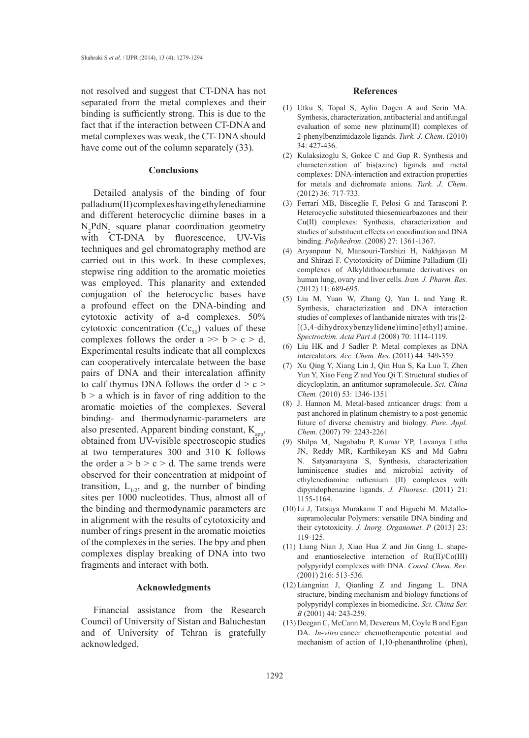not resolved and suggest that CT-DNA has not separated from the metal complexes and their binding is sufficiently strong. This is due to the fact that if the interaction between CT-DNA and metal complexes was weak, the CT- DNA should have come out of the column separately (33).

## Conclusions

Detailed analysis of the binding of four palladium(II) complexes having ethylenediamine and different heterocyclic diimine bases in a $N_2PdN_2$ square planar coordination geometry with CT-DNA by fluorescence, UV-Vis techniques and gel chromatography method are carried out in this work. In these complexes, stepwise ring addition to the aromatic moieties was employed. This planarity and extended conjugation of the heterocyclic bases have a profound effect on the DNA-binding and cytotoxic activity of a-d complexes. 50% cytotoxic concentration ($Cc_{50}$) values of these complexes follows the order a >> b > c > d. Experimental results indicate that all complexes can cooperatively intercalate between the base pairs of DNA and their intercalation affinity to calf thymus DNA follows the order d > c > b > a which is in favor of ring addition to the aromatic moieties of the complexes. Several binding- and thermodynamic-parameters are also presented. Apparent binding constant, $K_{app}$, obtained from UV-visible spectroscopic studies at two temperatures 300 and 310 K follows the order a > b > c > d. The same trends were observed for their concentration at midpoint of transition, $L_{1/2}$, and g, the number of binding sites per 1000 nucleotides. Thus, almost all of the binding and thermodynamic parameters are in alignment with the results of cytotoxicity and number of rings present in the aromatic moieties of the complexes in the series. The bpy and phen complexes display breaking of DNA into two fragments and interact with both.

## Acknowledgments

Financial assistance from the Research Council of University of Sistan and Baluchestan and of University of Tehran is gratefully acknowledged.

## References

(1) Utku S, Topal S, Aylin Dogen A and Serin MA. Synthesis, characterization, antibacterial and antifungal evaluation of some new platinum(II) complexes of 2-phenylbenzimidazole ligands. *Turk. J. Chem*. (2010) 34: 427-436.

(2) Kulaksizoglu S, Gokce C and Gup R. Synthesis and characterization of bis(azine) ligands and metal complexes: DNA-interaction and extraction properties for metals and dichromate anions. *Turk. J. Chem*. (2012) 36: 717-733.

(3) Ferrari MB, Bisceglie F, Pelosi G and Tarasconi P. Heterocyclic substituted thiosemicarbazones and their Cu(II) complexes: Synthesis, characterization and studies of substituent effects on coordination and DNA binding. *Polyhedron*. (2008) 27: 1361-1367.

(4) Aryanpour N, Mansouri-Torshizi H, Nakhjavan M and Shirazi F. Cytotoxicity of Diimine Palladium (II) complexes of Alkyldithiocarbamate derivatives on human lung, ovary and liver cells. *Iran. J. Pharm. Res.* (2012) 11: 689-695.

(5) Liu M, Yuan W, Zhang Q, Yan L and Yang R. Synthesis, characterization and DNA interaction studies of complexes of lanthanide nitrates with tris{2-[(3,4-dihydroxybenzylidene)imino]ethyl}amine. *Spectrochim. Acta Part A* (2008) 70: 1114-1119.

(6) Liu HK and J Sadler P. Metal complexes as DNA intercalators. *Acc. Chem. Res*. (2011) 44: 349-359.

(7) Xu Qing Y, Xiang Lin J, Qin Hua S, Ka Luo T, Zhen Yun Y, Xiao Feng Z and You Qi T. Structural studies of dicycloplatin, an antitumor supramolecule. *Sci. China Chem.* (2010) 53: 1346-1351

(8) J. Hannon M. Metal-based anticancer drugs: from a past anchored in platinum chemistry to a post-genomic future of diverse chemistry and biology. *Pure. Appl. Chem*. (2007) 79: 2243-2261

(9) Shilpa M, Nagababu P, Kumar YP, Lavanya Latha JN, Reddy MR, Karthikeyan KS and Md Gabra N. Satyanarayana S, Synthesis, characterization luminiscence studies and microbial activity of ethylenediamine ruthenium (II) complexes with dipyridophenazine ligands. *J. Fluoresc*. (2011) 21: 1155-1164.

(10) Li J, Tatsuya Murakami T and Higuchi M. Metallo-supramolecular Polymers: versatile DNA binding and their cytotoxicity. *J. Inorg. Organomet. P* (2013) 23: 119-125.

(11) Liang Nian J, Xiao Hua Z and Jin Gang L. shape- and enantioselective interaction of Ru(II)/Co(III) polypyridyl complexes with DNA. *Coord. Chem. Rev*. (2001) 216: 513-536.

(12) Liangnian J, Qianling Z and Jingang L. DNA structure, binding mechanism and biology functions of polypyridyl complexes in biomedicine. *Sci. China Ser. B* (2001) 44: 243-259.

(13) Deegan C, McCann M, Devereux M, Coyle B and Egan DA. *In-vitro* cancer chemotherapeutic potential and mechanism of action of 1,10-phenanthroline (phen),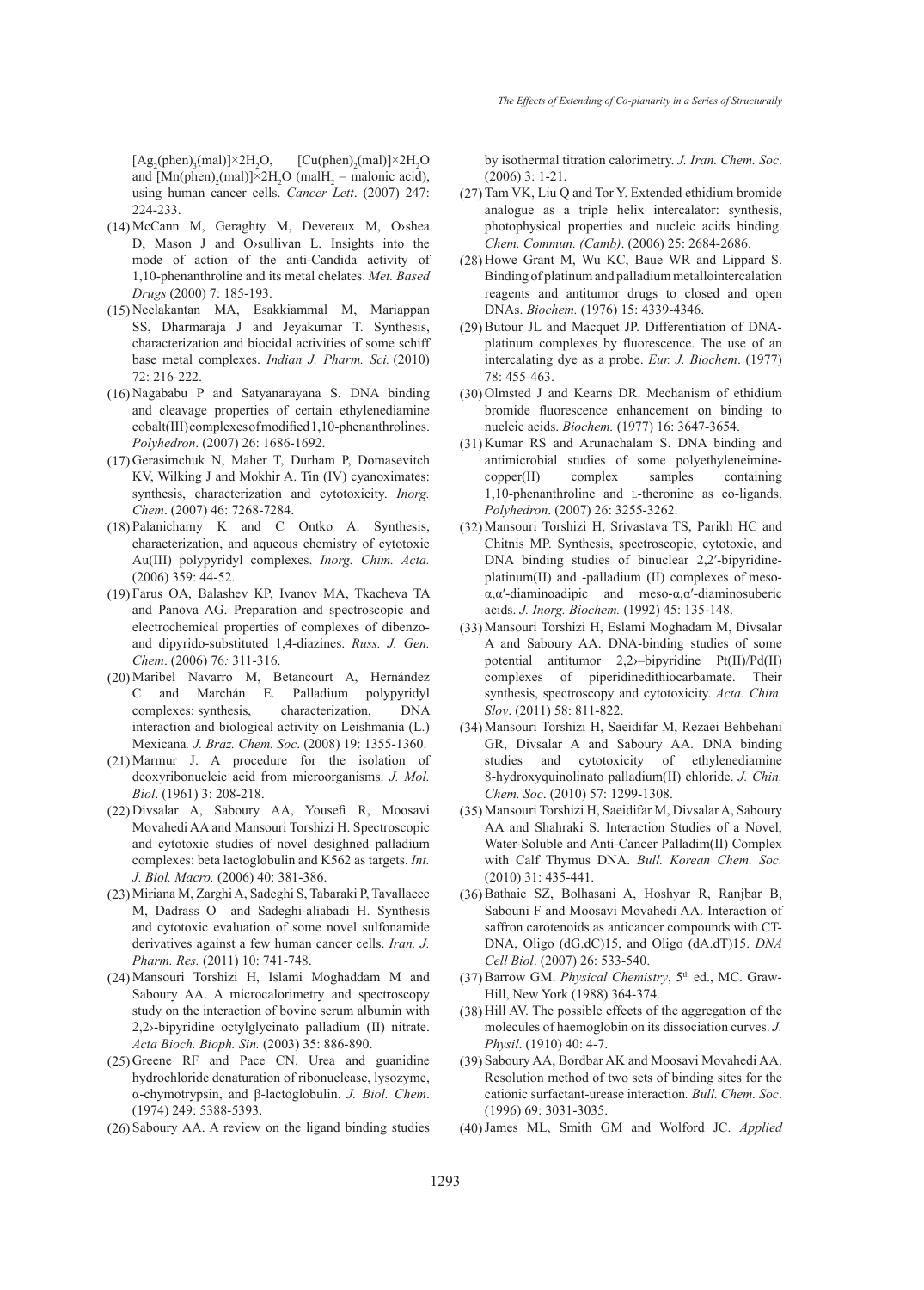$[Ag_2(phen)_3(mal)]\times 2H_2O$, $[Cu(phen)_2(mal)]\times 2H_2O$ and $[Mn(phen)_2(mal)]\times 2H_2O$ (mal$H_2$ = malonic acid), using human cancer cells. *Cancer Lett*. (2007) 247: 224-233.

(14) McCann M, Geraghty M, Devereux M, O›shea D, Mason J and O›sullivan L. Insights into the mode of action of the anti-Candida activity of 1,10-phenanthroline and its metal chelates. *Met. Based Drugs* (2000) 7: 185-193.

(15) Neelakantan MA, Esakkiammal M, Mariappan SS, Dharmaraja J and Jeyakumar T. Synthesis, characterization and biocidal activities of some schiff base metal complexes. *Indian J. Pharm. Sci.* (2010) 72: 216-222.

(16) Nagababu P and Satyanarayana S. DNA binding and cleavage properties of certain ethylenediamine cobalt(III) complexes of modified 1,10-phenanthrolines. *Polyhedron*. (2007) 26: 1686-1692.

(17) Gerasimchuk N, Maher T, Durham P, Domasevitch KV, Wilking J and Mokhir A. Tin (IV) cyanoximates: synthesis, characterization and cytotoxicity. *Inorg. Chem*. (2007) 46: 7268-7284.

(18) Palanichamy K and C Ontko A. Synthesis, characterization, and aqueous chemistry of cytotoxic Au(III) polypyridyl complexes. *Inorg. Chim. Acta.* (2006) 359: 44-52.

(19) Farus OA, Balashev KP, Ivanov MA, Tkacheva TA and Panova AG. Preparation and spectroscopic and electrochemical properties of complexes of dibenzo- and dipyrido-substituted 1,4-diazines. *Russ. J. Gen. Chem*. (2006) 76*:* 311-316.

(20) Maribel Navarro M, Betancourt A, Hernández C and Marchán E. Palladium polypyridyl complexes: synthesis, characterization, DNA interaction and biological activity on Leishmania (L.) Mexicana*. J. Braz. Chem. Soc*. (2008) 19: 1355-1360.

(21) Marmur J. A procedure for the isolation of deoxyribonucleic acid from microorganisms. *J. Mol. Biol*. (1961) 3: 208-218.

(22) Divsalar A, Saboury AA, Yousefi R, Moosavi Movahedi AA and Mansouri Torshizi H. Spectroscopic and cytotoxic studies of novel desighned palladium complexes: beta lactoglobulin and K562 as targets. *Int. J. Biol. Macro.* (2006) 40: 381-386.

(23) Miriana M, Zarghi A, Sadeghi S, Tabaraki P, Tavallaeec M, Dadrass O and Sadeghi-aliabadi H. Synthesis and cytotoxic evaluation of some novel sulfonamide derivatives against a few human cancer cells. *Iran. J. Pharm. Res.* (2011) 10: 741-748.

(24) Mansouri Torshizi H, Islami Moghaddam M and Saboury AA. A microcalorimetry and spectroscopy study on the interaction of bovine serum albumin with 2,2›-bipyridine octylglycinato palladium (II) nitrate. *Acta Bioch. Bioph. Sin.* (2003) 35: 886-890.

(25) Greene RF and Pace CN. Urea and guanidine hydrochloride denaturation of ribonuclease, lysozyme, α-chymotrypsin, and β-lactoglobulin. *J. Biol. Chem*. (1974) 249: 5388-5393.

(26) Saboury AA. A review on the ligand binding studies by isothermal titration calorimetry. *J. Iran. Chem. Soc*. (2006) 3: 1-21.

(27) Tam VK, Liu Q and Tor Y. Extended ethidium bromide analogue as a triple helix intercalator: synthesis, photophysical properties and nucleic acids binding. *Chem. Commun. (Camb)*. (2006) 25: 2684-2686.

(28) Howe Grant M, Wu KC, Baue WR and Lippard S. Binding of platinum and palladium metallointercalation reagents and antitumor drugs to closed and open DNAs. *Biochem.* (1976) 15: 4339-4346.

(29) Butour JL and Macquet JP. Differentiation of DNA-platinum complexes by fluorescence. The use of an intercalating dye as a probe. *Eur. J. Biochem*. (1977) 78: 455-463.

(30) Olmsted J and Kearns DR. Mechanism of ethidium bromide fluorescence enhancement on binding to nucleic acids. *Biochem.* (1977) 16: 3647-3654.

(31) Kumar RS and Arunachalam S. DNA binding and antimicrobial studies of some polyethyleneimine-copper(II) complex samples containing 1,10-phenanthroline and L-theronine as co-ligands. *Polyhedron*. (2007) 26: 3255-3262.

(32) Mansouri Torshizi H, Srivastava TS, Parikh HC and Chitnis MP. Synthesis, spectroscopic, cytotoxic, and DNA binding studies of binuclear 2,2′-bipyridine-platinum(II) and -palladium (II) complexes of meso-α,α′-diaminoadipic and meso-α,α′-diaminosuberic acids. *J. Inorg. Biochem.* (1992) 45: 135-148.

(33) Mansouri Torshizi H, Eslami Moghadam M, Divsalar A and Saboury AA. DNA-binding studies of some potential antitumor 2,2›–bipyridine Pt(II)/Pd(II) complexes of piperidinedithiocarbamate. Their synthesis, spectroscopy and cytotoxicity. *Acta. Chim. Slov*. (2011) 58: 811-822.

(34) Mansouri Torshizi H, Saeidifar M, Rezaei Behbehani GR, Divsalar A and Saboury AA. DNA binding studies and cytotoxicity of ethylenediamine 8-hydroxyquinolinato palladium(II) chloride. *J. Chin. Chem. Soc*. (2010) 57: 1299-1308.

(35) Mansouri Torshizi H, Saeidifar M, Divsalar A, Saboury AA and Shahraki S. Interaction Studies of a Novel, Water-Soluble and Anti-Cancer Palladim(II) Complex with Calf Thymus DNA. *Bull. Korean Chem. Soc.* (2010) 31: 435-441.

(36) Bathaie SZ, Bolhasani A, Hoshyar R, Ranjbar B, Sabouni F and Moosavi Movahedi AA. Interaction of saffron carotenoids as anticancer compounds with CT-DNA, Oligo (dG.dC)15, and Oligo (dA.dT)15. *DNA Cell Biol*. (2007) 26: 533-540.

(37) Barrow GM. *Physical Chemistry*, 5th ed., MC. Graw-Hill, New York (1988) 364-374.

(38) Hill AV. The possible effects of the aggregation of the molecules of haemoglobin on its dissociation curves. *J. Physil*. (1910) 40: 4-7.

(39) Saboury AA, Bordbar AK and Moosavi Movahedi AA. Resolution method of two sets of binding sites for the cationic surfactant-urease interaction*. Bull. Chem. Soc*. (1996) 69: 3031-3035.

(40) James ML, Smith GM and Wolford JC. *Applied*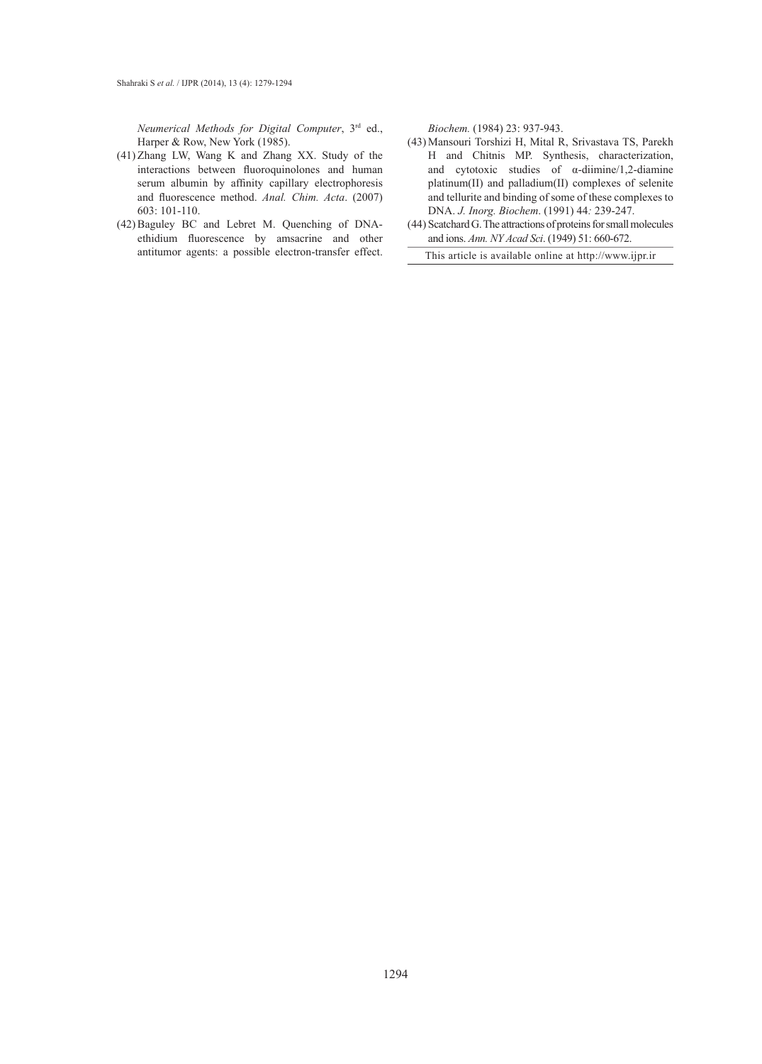*Neumerical Methods for Digital Computer*, 3rd ed., Harper & Row, New York (1985).

(41) Zhang LW, Wang K and Zhang XX. Study of the interactions between fluoroquinolones and human serum albumin by affinity capillary electrophoresis and fluorescence method. *Anal. Chim. Acta*. (2007) 603: 101-110.

(42) Baguley BC and Lebret M. Quenching of DNA-ethidium fluorescence by amsacrine and other antitumor agents: a possible electron-transfer effect. *Biochem*. (1984) 23: 937-943.

(43) Mansouri Torshizi H, Mital R, Srivastava TS, Parekh H and Chitnis MP. Synthesis, characterization, and cytotoxic studies of α-diimine/1,2-diamine platinum(II) and palladium(II) complexes of selenite and tellurite and binding of some of these complexes to DNA. *J. Inorg. Biochem*. (1991) 44*:* 239-247.

(44) Scatchard G. The attractions of proteins for small molecules and ions. *Ann. NY Acad Sci*. (1949) 51: 660-672.

This article is available online at http://www.ijpr.ir